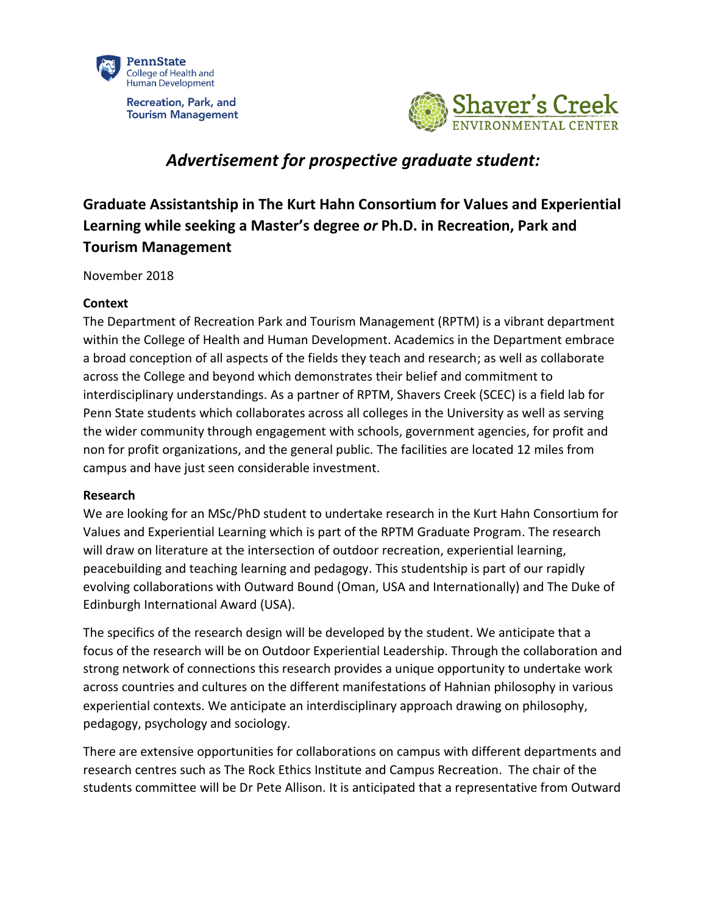PennState
College of Health and Human Development

Recreation, Park, and Tourism Management

Shaver's Creek
ENVIRONMENTAL CENTER

## *Advertisement for prospective graduate student:*

### Graduate Assistantship in The Kurt Hahn Consortium for Values and Experiential Learning while seeking a Master's degree *or* Ph.D. in Recreation, Park and Tourism Management

November 2018

**Context**

The Department of Recreation Park and Tourism Management (RPTM) is a vibrant department within the College of Health and Human Development. Academics in the Department embrace a broad conception of all aspects of the fields they teach and research; as well as collaborate across the College and beyond which demonstrates their belief and commitment to interdisciplinary understandings. As a partner of RPTM, Shavers Creek (SCEC) is a field lab for Penn State students which collaborates across all colleges in the University as well as serving the wider community through engagement with schools, government agencies, for profit and non for profit organizations, and the general public. The facilities are located 12 miles from campus and have just seen considerable investment.

**Research**

We are looking for an MSc/PhD student to undertake research in the Kurt Hahn Consortium for Values and Experiential Learning which is part of the RPTM Graduate Program. The research will draw on literature at the intersection of outdoor recreation, experiential learning, peacebuilding and teaching learning and pedagogy. This studentship is part of our rapidly evolving collaborations with Outward Bound (Oman, USA and Internationally) and The Duke of Edinburgh International Award (USA).

The specifics of the research design will be developed by the student. We anticipate that a focus of the research will be on Outdoor Experiential Leadership. Through the collaboration and strong network of connections this research provides a unique opportunity to undertake work across countries and cultures on the different manifestations of Hahnian philosophy in various experiential contexts. We anticipate an interdisciplinary approach drawing on philosophy, pedagogy, psychology and sociology.

There are extensive opportunities for collaborations on campus with different departments and research centres such as The Rock Ethics Institute and Campus Recreation. The chair of the students committee will be Dr Pete Allison. It is anticipated that a representative from Outward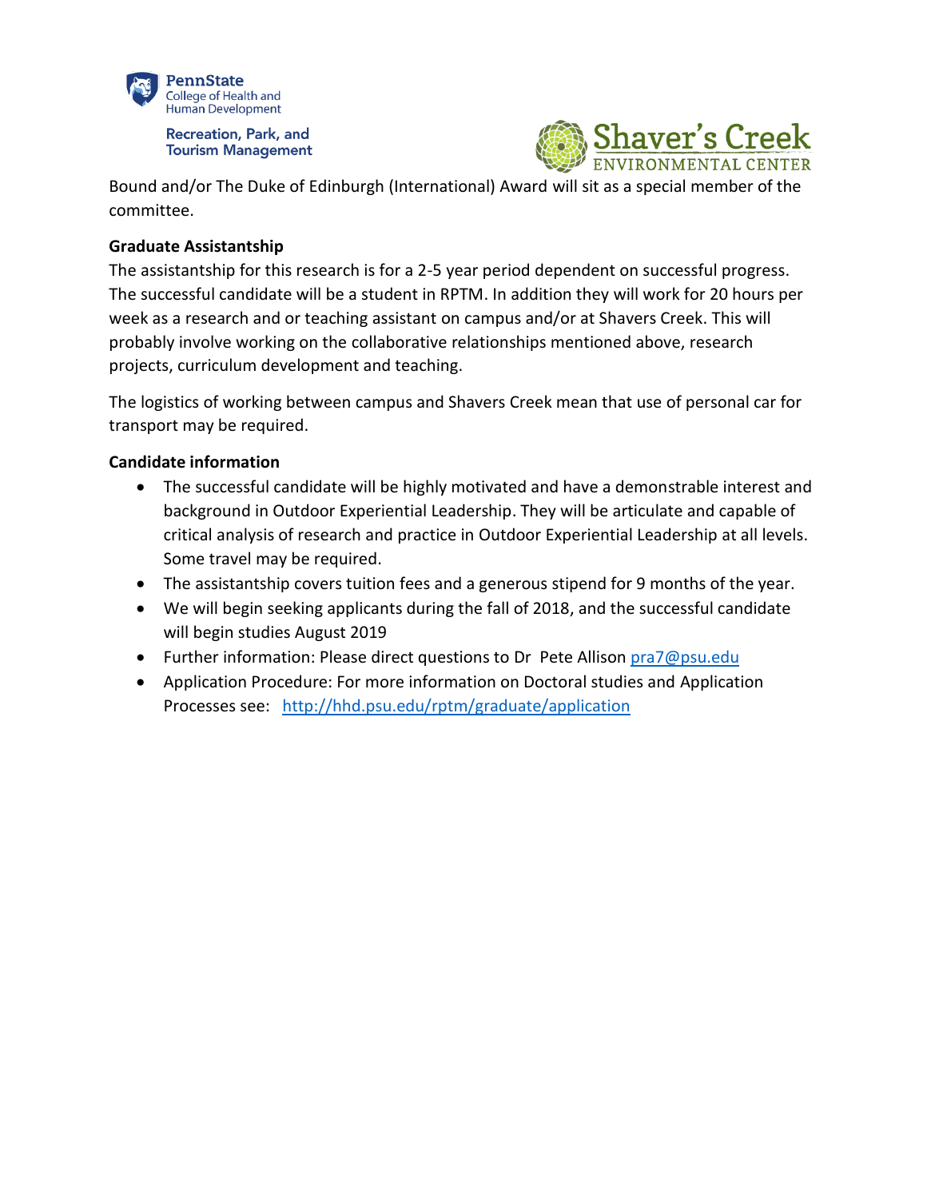Bound and/or The Duke of Edinburgh (International) Award will sit as a special member of the committee.

**Graduate Assistantship**

The assistantship for this research is for a 2-5 year period dependent on successful progress. The successful candidate will be a student in RPTM. In addition they will work for 20 hours per week as a research and or teaching assistant on campus and/or at Shavers Creek. This will probably involve working on the collaborative relationships mentioned above, research projects, curriculum development and teaching.

The logistics of working between campus and Shavers Creek mean that use of personal car for transport may be required.

**Candidate information**

- The successful candidate will be highly motivated and have a demonstrable interest and background in Outdoor Experiential Leadership. They will be articulate and capable of critical analysis of research and practice in Outdoor Experiential Leadership at all levels. Some travel may be required.
- The assistantship covers tuition fees and a generous stipend for 9 months of the year.
- We will begin seeking applicants during the fall of 2018, and the successful candidate will begin studies August 2019
- Further information: Please direct questions to Dr Pete Allison pra7@psu.edu
- Application Procedure: For more information on Doctoral studies and Application Processes see: http://hhd.psu.edu/rptm/graduate/application